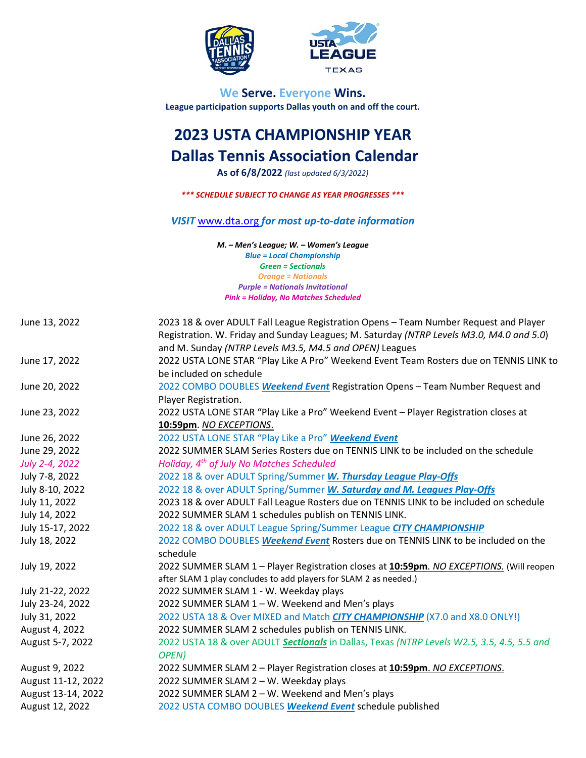**We Serve. Everyone Wins.**
**League participation supports Dallas youth on and off the court.**

# 2023 USTA CHAMPIONSHIP YEAR
# Dallas Tennis Association Calendar

**As of 6/8/2022** *(last updated 6/3/2022)*

***\*\*\* SCHEDULE SUBJECT TO CHANGE AS YEAR PROGRESSES \*\*\****

***VISIT* www.dta.org *for most up-to-date information***

***M. – Men's League; W. – Women's League***
***Blue = Local Championship***
***Green = Sectionals***
***Orange = Nationals***
***Purple = Nationals Invitational***
***Pink = Holiday, No Matches Scheduled***

| Date | Event |
|---|---|
| June 13, 2022 | 2023 18 & over ADULT Fall League Registration Opens – Team Number Request and Player Registration. W. Friday and Sunday Leagues; M. Saturday *(NTRP Levels M3.0, M4.0 and 5.0)* and M. Sunday *(NTRP Levels M3.5, M4.5 and OPEN)* Leagues |
| June 17, 2022 | 2022 USTA LONE STAR "Play Like A Pro" Weekend Event Team Rosters due on TENNIS LINK to be included on schedule |
| June 20, 2022 | 2022 COMBO DOUBLES ***Weekend Event*** Registration Opens – Team Number Request and Player Registration. |
| June 23, 2022 | 2022 USTA LONE STAR "Play Like a Pro" Weekend Event – Player Registration closes at **10:59pm**. *NO EXCEPTIONS.* |
| June 26, 2022 | 2022 USTA LONE STAR "Play Like a Pro" ***Weekend Event*** |
| June 29, 2022 | 2022 SUMMER SLAM Series Rosters due on TENNIS LINK to be included on the schedule |
| *July 2-4, 2022* | *Holiday, 4th of July No Matches Scheduled* |
| July 7-8, 2022 | 2022 18 & over ADULT Spring/Summer ***W. Thursday League Play-Offs*** |
| July 8-10, 2022 | 2022 18 & over ADULT Spring/Summer ***W. Saturday and M. Leagues Play-Offs*** |
| July 11, 2022 | 2023 18 & over ADULT Fall League Rosters due on TENNIS LINK to be included on schedule |
| July 14, 2022 | 2022 SUMMER SLAM 1 schedules publish on TENNIS LINK. |
| July 15-17, 2022 | 2022 18 & over ADULT League Spring/Summer League ***CITY CHAMPIONSHIP*** |
| July 18, 2022 | 2022 COMBO DOUBLES ***Weekend Event*** Rosters due on TENNIS LINK to be included on the schedule |
| July 19, 2022 | 2022 SUMMER SLAM 1 – Player Registration closes at **10:59pm**. *NO EXCEPTIONS.* (Will reopen after SLAM 1 play concludes to add players for SLAM 2 as needed.) |
| July 21-22, 2022 | 2022 SUMMER SLAM 1 - W. Weekday plays |
| July 23-24, 2022 | 2022 SUMMER SLAM 1 – W. Weekend and Men's plays |
| July 31, 2022 | 2022 USTA 18 & Over MIXED and Match ***CITY CHAMPIONSHIP*** (X7.0 and X8.0 ONLY!) |
| August 4, 2022 | 2022 SUMMER SLAM 2 schedules publish on TENNIS LINK. |
| August 5-7, 2022 | 2022 USTA 18 & over ADULT ***Sectionals*** in Dallas, Texas *(NTRP Levels W2.5, 3.5, 4.5, 5.5 and OPEN)* |
| August 9, 2022 | 2022 SUMMER SLAM 2 – Player Registration closes at **10:59pm**. *NO EXCEPTIONS.* |
| August 11-12, 2022 | 2022 SUMMER SLAM 2 – W. Weekday plays |
| August 13-14, 2022 | 2022 SUMMER SLAM 2 – W. Weekend and Men's plays |
| August 12, 2022 | 2022 USTA COMBO DOUBLES ***Weekend Event*** schedule published |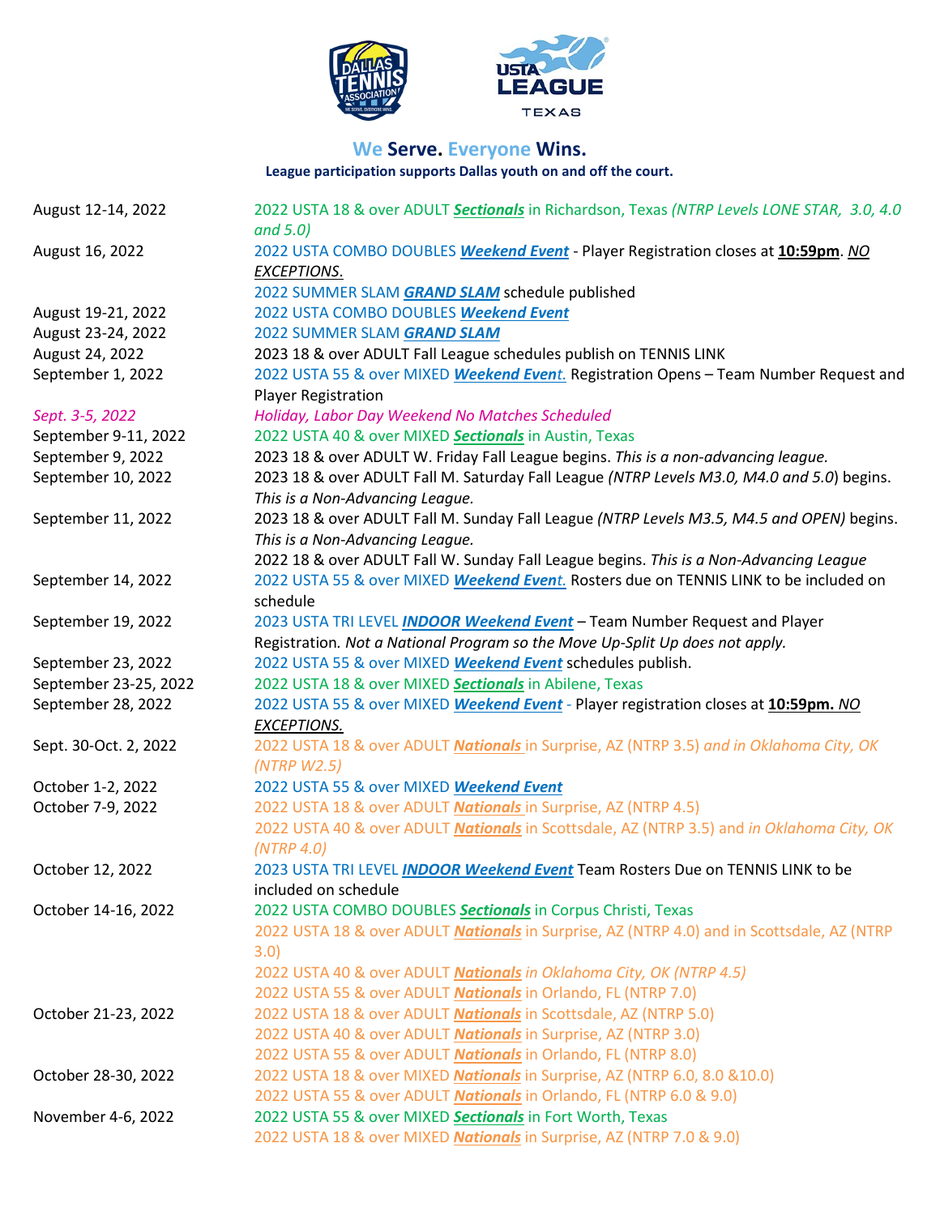**We Serve. Everyone Wins.**

**League participation supports Dallas youth on and off the court.**

| | |
|---|---|
| August 12-14, 2022 | 2022 USTA 18 & over ADULT ***Sectionals*** in Richardson, Texas *(NTRP Levels LONE STAR, 3.0, 4.0 and 5.0)* |
| August 16, 2022 | 2022 USTA COMBO DOUBLES ***Weekend Event*** - Player Registration closes at **10:59pm**. *NO EXCEPTIONS*. |
| | 2022 SUMMER SLAM ***GRAND SLAM*** schedule published |
| August 19-21, 2022 | 2022 USTA COMBO DOUBLES ***Weekend Event*** |
| August 23-24, 2022 | 2022 SUMMER SLAM ***GRAND SLAM*** |
| August 24, 2022 | 2023 18 & over ADULT Fall League schedules publish on TENNIS LINK |
| September 1, 2022 | 2022 USTA 55 & over MIXED ***Weekend Event***. Registration Opens – Team Number Request and Player Registration |
| *Sept. 3-5, 2022* | *Holiday, Labor Day Weekend No Matches Scheduled* |
| September 9-11, 2022 | 2022 USTA 40 & over MIXED ***Sectionals*** in Austin, Texas |
| September 9, 2022 | 2023 18 & over ADULT W. Friday Fall League begins. *This is a non-advancing league.* |
| September 10, 2022 | 2023 18 & over ADULT Fall M. Saturday Fall League *(NTRP Levels M3.0, M4.0 and 5.0)* begins. *This is a Non-Advancing League.* |
| September 11, 2022 | 2023 18 & over ADULT Fall M. Sunday Fall League *(NTRP Levels M3.5, M4.5 and OPEN)* begins. *This is a Non-Advancing League.* |
| | 2022 18 & over ADULT Fall W. Sunday Fall League begins. *This is a Non-Advancing League* |
| September 14, 2022 | 2022 USTA 55 & over MIXED ***Weekend Event***. Rosters due on TENNIS LINK to be included on schedule |
| September 19, 2022 | 2023 USTA TRI LEVEL ***INDOOR Weekend Event*** – Team Number Request and Player Registration. *Not a National Program so the Move Up-Split Up does not apply.* |
| September 23, 2022 | 2022 USTA 55 & over MIXED ***Weekend Event*** schedules publish. |
| September 23-25, 2022 | 2022 USTA 18 & over MIXED ***Sectionals*** in Abilene, Texas |
| September 28, 2022 | 2022 USTA 55 & over MIXED ***Weekend Event*** - Player registration closes at **10:59pm.** *NO EXCEPTIONS.* |
| Sept. 30-Oct. 2, 2022 | 2022 USTA 18 & over ADULT ***Nationals*** in Surprise, AZ (NTRP 3.5) *and in Oklahoma City, OK (NTRP W2.5)* |
| October 1-2, 2022 | 2022 USTA 55 & over MIXED ***Weekend Event*** |
| October 7-9, 2022 | 2022 USTA 18 & over ADULT ***Nationals*** in Surprise, AZ (NTRP 4.5) |
| | 2022 USTA 40 & over ADULT ***Nationals*** in Scottsdale, AZ (NTRP 3.5) and *in Oklahoma City, OK (NTRP 4.0)* |
| October 12, 2022 | 2023 USTA TRI LEVEL ***INDOOR Weekend Event*** Team Rosters Due on TENNIS LINK to be included on schedule |
| October 14-16, 2022 | 2022 USTA COMBO DOUBLES ***Sectionals*** in Corpus Christi, Texas |
| | 2022 USTA 18 & over ADULT ***Nationals*** in Surprise, AZ (NTRP 4.0) and in Scottsdale, AZ (NTRP 3.0) |
| | 2022 USTA 40 & over ADULT ***Nationals*** *in Oklahoma City, OK (NTRP 4.5)* |
| | 2022 USTA 55 & over ADULT ***Nationals*** in Orlando, FL (NTRP 7.0) |
| October 21-23, 2022 | 2022 USTA 18 & over ADULT ***Nationals*** in Scottsdale, AZ (NTRP 5.0) |
| | 2022 USTA 40 & over ADULT ***Nationals*** in Surprise, AZ (NTRP 3.0) |
| | 2022 USTA 55 & over ADULT ***Nationals*** in Orlando, FL (NTRP 8.0) |
| October 28-30, 2022 | 2022 USTA 18 & over MIXED ***Nationals*** in Surprise, AZ (NTRP 6.0, 8.0 &10.0) |
| | 2022 USTA 55 & over ADULT ***Nationals*** in Orlando, FL (NTRP 6.0 & 9.0) |
| November 4-6, 2022 | 2022 USTA 55 & over MIXED ***Sectionals*** in Fort Worth, Texas |
| | 2022 USTA 18 & over MIXED ***Nationals*** in Surprise, AZ (NTRP 7.0 & 9.0) |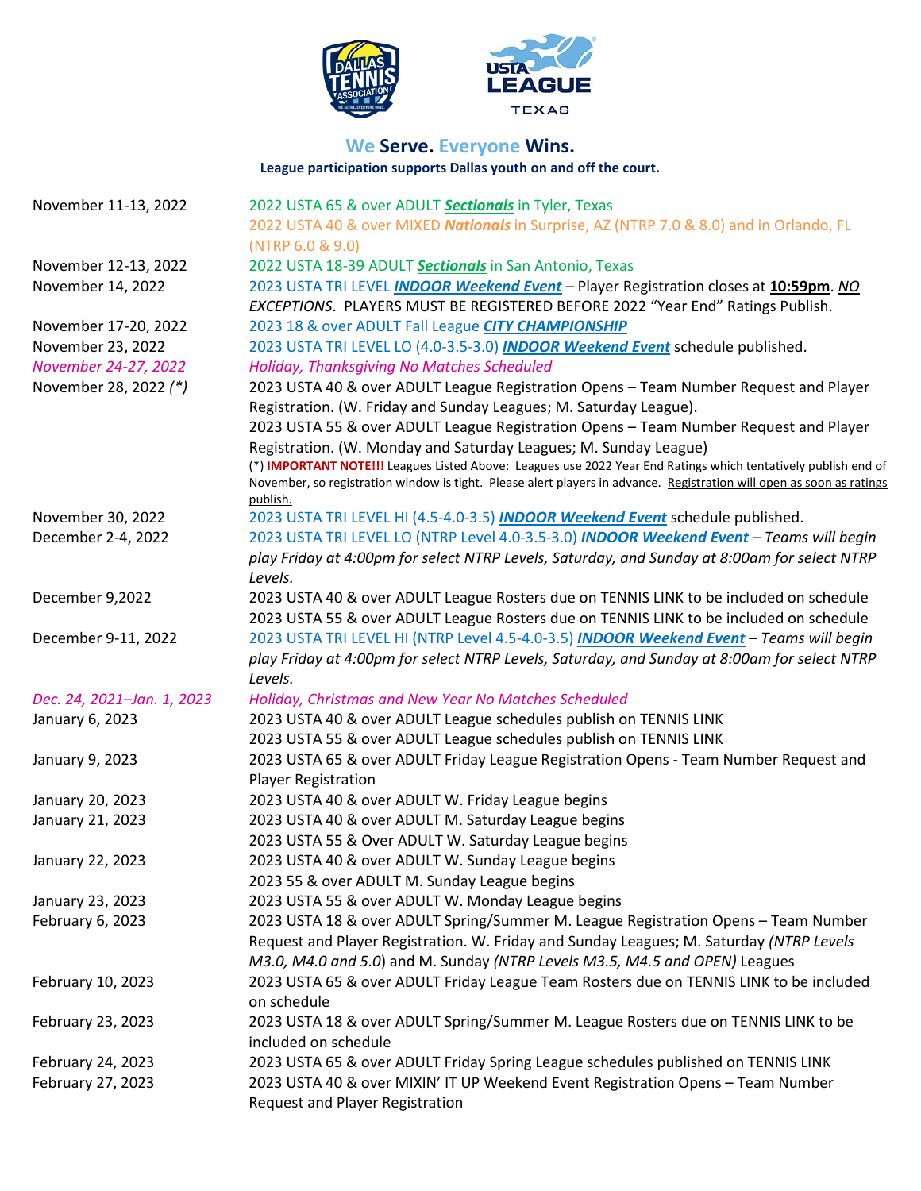**We Serve. Everyone Wins.**

**League participation supports Dallas youth on and off the court.**

| | |
|---|---|
| November 11-13, 2022 | 2022 USTA 65 & over ADULT ***Sectionals*** in Tyler, Texas<br>2022 USTA 40 & over MIXED ***Nationals*** in Surprise, AZ (NTRP 7.0 & 8.0) and in Orlando, FL (NTRP 6.0 & 9.0) |
| November 12-13, 2022 | 2022 USTA 18-39 ADULT ***Sectionals*** in San Antonio, Texas |
| November 14, 2022 | 2023 USTA TRI LEVEL ***INDOOR Weekend Event*** – Player Registration closes at **10:59pm**. *NO EXCEPTIONS.* PLAYERS MUST BE REGISTERED BEFORE 2022 "Year End" Ratings Publish. |
| November 17-20, 2022 | 2023 18 & over ADULT Fall League ***CITY CHAMPIONSHIP*** |
| November 23, 2022 | 2023 USTA TRI LEVEL LO (4.0-3.5-3.0) ***INDOOR Weekend Event*** schedule published. |
| *November 24-27, 2022* | *Holiday, Thanksgiving No Matches Scheduled* |
| November 28, 2022 *(\*)* | 2023 USTA 40 & over ADULT League Registration Opens – Team Number Request and Player Registration. (W. Friday and Sunday Leagues; M. Saturday League).<br>2023 USTA 55 & over ADULT League Registration Opens – Team Number Request and Player Registration. (W. Monday and Saturday Leagues; M. Sunday League)<br>(\*) **IMPORTANT NOTE!!!** Leagues Listed Above: Leagues use 2022 Year End Ratings which tentatively publish end of November, so registration window is tight. Please alert players in advance. Registration will open as soon as ratings publish. |
| November 30, 2022 | 2023 USTA TRI LEVEL HI (4.5-4.0-3.5) ***INDOOR Weekend Event*** schedule published. |
| December 2-4, 2022 | 2023 USTA TRI LEVEL LO (NTRP Level 4.0-3.5-3.0) ***INDOOR Weekend Event*** – *Teams will begin play Friday at 4:00pm for select NTRP Levels, Saturday, and Sunday at 8:00am for select NTRP Levels.* |
| December 9,2022 | 2023 USTA 40 & over ADULT League Rosters due on TENNIS LINK to be included on schedule<br>2023 USTA 55 & over ADULT League Rosters due on TENNIS LINK to be included on schedule |
| December 9-11, 2022 | 2023 USTA TRI LEVEL HI (NTRP Level 4.5-4.0-3.5) ***INDOOR Weekend Event*** – *Teams will begin play Friday at 4:00pm for select NTRP Levels, Saturday, and Sunday at 8:00am for select NTRP Levels.* |
| *Dec. 24, 2021–Jan. 1, 2023* | *Holiday, Christmas and New Year No Matches Scheduled* |
| January 6, 2023 | 2023 USTA 40 & over ADULT League schedules publish on TENNIS LINK<br>2023 USTA 55 & over ADULT League schedules publish on TENNIS LINK |
| January 9, 2023 | 2023 USTA 65 & over ADULT Friday League Registration Opens - Team Number Request and Player Registration |
| January 20, 2023 | 2023 USTA 40 & over ADULT W. Friday League begins |
| January 21, 2023 | 2023 USTA 40 & over ADULT M. Saturday League begins<br>2023 USTA 55 & Over ADULT W. Saturday League begins |
| January 22, 2023 | 2023 USTA 40 & over ADULT W. Sunday League begins<br>2023 55 & over ADULT M. Sunday League begins |
| January 23, 2023 | 2023 USTA 55 & over ADULT W. Monday League begins |
| February 6, 2023 | 2023 USTA 18 & over ADULT Spring/Summer M. League Registration Opens – Team Number Request and Player Registration. W. Friday and Sunday Leagues; M. Saturday *(NTRP Levels M3.0, M4.0 and 5.0*) and M. Sunday *(NTRP Levels M3.5, M4.5 and OPEN)* Leagues |
| February 10, 2023 | 2023 USTA 65 & over ADULT Friday League Team Rosters due on TENNIS LINK to be included on schedule |
| February 23, 2023 | 2023 USTA 18 & over ADULT Spring/Summer M. League Rosters due on TENNIS LINK to be included on schedule |
| February 24, 2023 | 2023 USTA 65 & over ADULT Friday Spring League schedules published on TENNIS LINK |
| February 27, 2023 | 2023 USTA 40 & over MIXIN' IT UP Weekend Event Registration Opens – Team Number Request and Player Registration |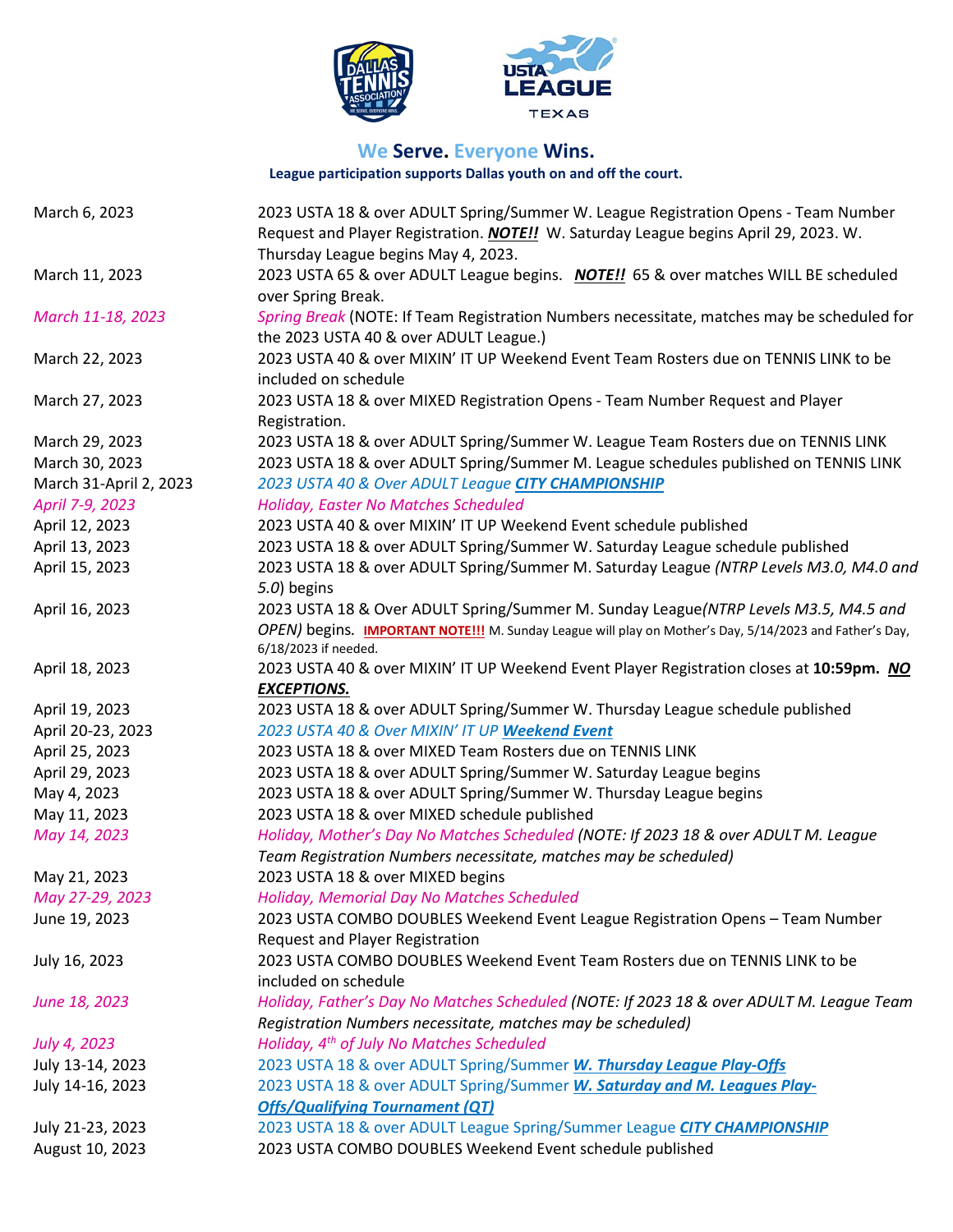**We Serve. Everyone Wins.**

**League participation supports Dallas youth on and off the court.**

| | |
|---|---|
| March 6, 2023 | 2023 USTA 18 & over ADULT Spring/Summer W. League Registration Opens - Team Number Request and Player Registration. ***NOTE!!*** W. Saturday League begins April 29, 2023. W. Thursday League begins May 4, 2023. |
| March 11, 2023 | 2023 USTA 65 & over ADULT League begins. ***NOTE!!*** 65 & over matches WILL BE scheduled over Spring Break. |
| *March 11-18, 2023* | *Spring Break* (NOTE: If Team Registration Numbers necessitate, matches may be scheduled for the 2023 USTA 40 & over ADULT League.) |
| March 22, 2023 | 2023 USTA 40 & over MIXIN' IT UP Weekend Event Team Rosters due on TENNIS LINK to be included on schedule |
| March 27, 2023 | 2023 USTA 18 & over MIXED Registration Opens - Team Number Request and Player Registration. |
| March 29, 2023 | 2023 USTA 18 & over ADULT Spring/Summer W. League Team Rosters due on TENNIS LINK |
| March 30, 2023 | 2023 USTA 18 & over ADULT Spring/Summer M. League schedules published on TENNIS LINK |
| March 31-April 2, 2023 | *2023 USTA 40 & Over ADULT League **CITY CHAMPIONSHIP*** |
| *April 7-9, 2023* | *Holiday, Easter No Matches Scheduled* |
| April 12, 2023 | 2023 USTA 40 & over MIXIN' IT UP Weekend Event schedule published |
| April 13, 2023 | 2023 USTA 18 & over ADULT Spring/Summer W. Saturday League schedule published |
| April 15, 2023 | 2023 USTA 18 & over ADULT Spring/Summer M. Saturday League *(NTRP Levels M3.0, M4.0 and 5.0*) begins |
| April 16, 2023 | 2023 USTA 18 & Over ADULT Spring/Summer M. Sunday League*(NTRP Levels M3.5, M4.5 and OPEN)* begins. **IMPORTANT NOTE!!!** M. Sunday League will play on Mother's Day, 5/14/2023 and Father's Day, 6/18/2023 if needed. |
| April 18, 2023 | 2023 USTA 40 & over MIXIN' IT UP Weekend Event Player Registration closes at **10:59pm.** ***NO EXCEPTIONS.*** |
| April 19, 2023 | 2023 USTA 18 & over ADULT Spring/Summer W. Thursday League schedule published |
| April 20-23, 2023 | *2023 USTA 40 & Over MIXIN' IT UP **Weekend Event*** |
| April 25, 2023 | 2023 USTA 18 & over MIXED Team Rosters due on TENNIS LINK |
| April 29, 2023 | 2023 USTA 18 & over ADULT Spring/Summer W. Saturday League begins |
| May 4, 2023 | 2023 USTA 18 & over ADULT Spring/Summer W. Thursday League begins |
| May 11, 2023 | 2023 USTA 18 & over MIXED schedule published |
| *May 14, 2023* | *Holiday, Mother's Day No Matches Scheduled (NOTE: If 2023 18 & over ADULT M. League Team Registration Numbers necessitate, matches may be scheduled)* |
| May 21, 2023 | 2023 USTA 18 & over MIXED begins |
| *May 27-29, 2023* | *Holiday, Memorial Day No Matches Scheduled* |
| June 19, 2023 | 2023 USTA COMBO DOUBLES Weekend Event League Registration Opens – Team Number Request and Player Registration |
| July 16, 2023 | 2023 USTA COMBO DOUBLES Weekend Event Team Rosters due on TENNIS LINK to be included on schedule |
| *June 18, 2023* | *Holiday, Father's Day No Matches Scheduled (NOTE: If 2023 18 & over ADULT M. League Team Registration Numbers necessitate, matches may be scheduled)* |
| *July 4, 2023* | *Holiday, 4th of July No Matches Scheduled* |
| July 13-14, 2023 | 2023 USTA 18 & over ADULT Spring/Summer ***W. Thursday League Play-Offs*** |
| July 14-16, 2023 | 2023 USTA 18 & over ADULT Spring/Summer ***W. Saturday and M. Leagues Play-Offs/Qualifying Tournament (QT)*** |
| July 21-23, 2023 | 2023 USTA 18 & over ADULT League Spring/Summer League ***CITY CHAMPIONSHIP*** |
| August 10, 2023 | 2023 USTA COMBO DOUBLES Weekend Event schedule published |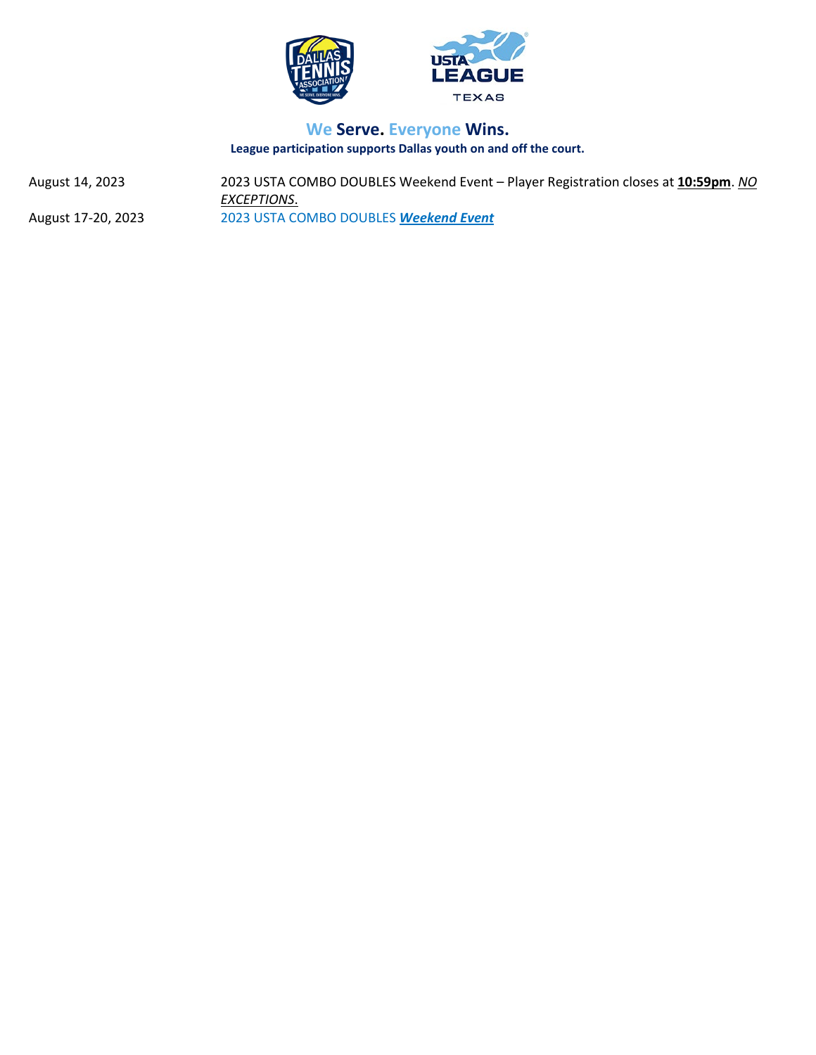**We Serve. Everyone Wins.**

**League participation supports Dallas youth on and off the court.**

| | |
|---|---|
| August 14, 2023 | 2023 USTA COMBO DOUBLES Weekend Event – Player Registration closes at **10:59pm**. *NO EXCEPTIONS*. |
| August 17-20, 2023 | 2023 USTA COMBO DOUBLES ***Weekend Event*** |